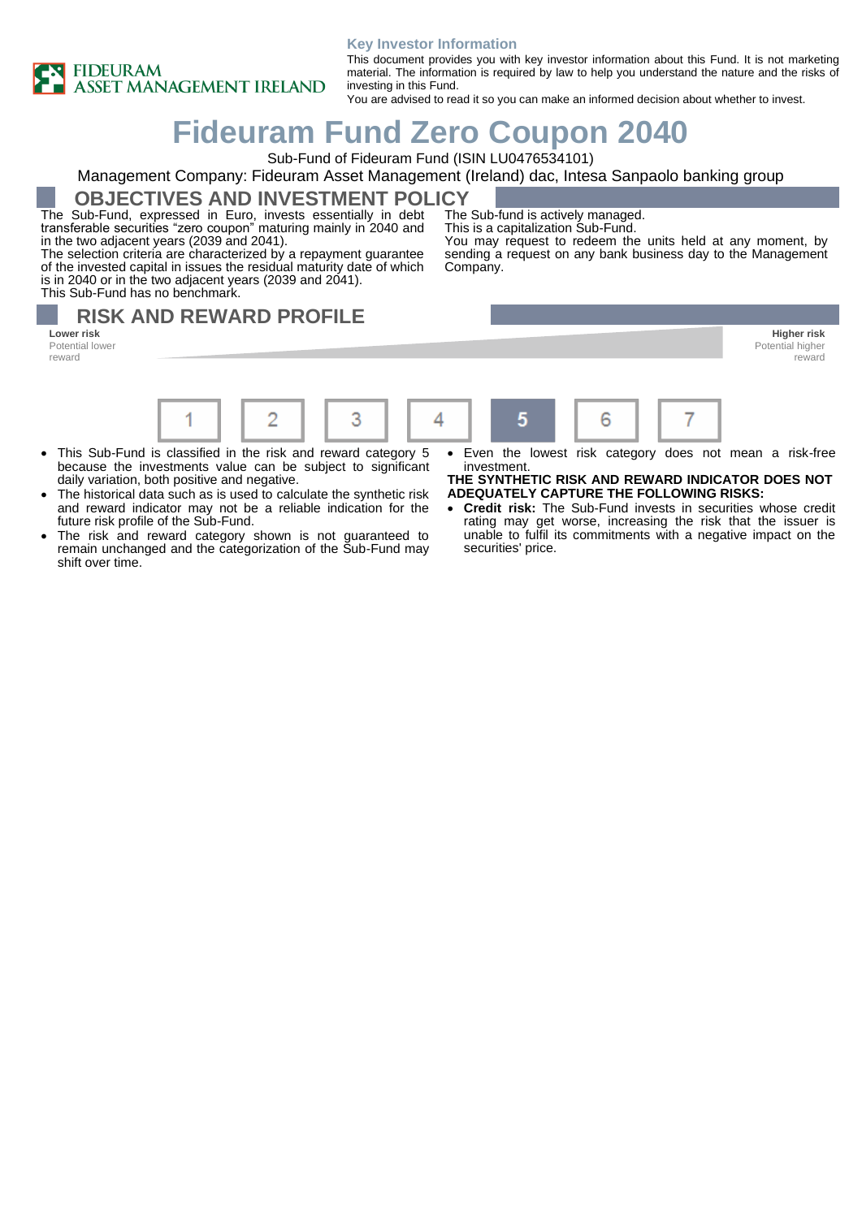FIDEURAM ASSET MANAGEMENT IRELAND

**Key Investor Information**

This document provides you with key investor information about this Fund. It is not marketing material. The information is required by law to help you understand the nature and the risks of investing in this Fund.
You are advised to read it so you can make an informed decision about whether to invest.

# Fideuram Fund Zero Coupon 2040

Sub-Fund of Fideuram Fund (ISIN LU0476534101)

Management Company: Fideuram Asset Management (Ireland) dac, Intesa Sanpaolo banking group

## OBJECTIVES AND INVESTMENT POLICY

The Sub-Fund, expressed in Euro, invests essentially in debt transferable securities "zero coupon" maturing mainly in 2040 and in the two adjacent years (2039 and 2041).
The selection criteria are characterized by a repayment guarantee of the invested capital in issues the residual maturity date of which is in 2040 or in the two adjacent years (2039 and 2041).
This Sub-Fund has no benchmark.
The Sub-fund is actively managed.
This is a capitalization Sub-Fund.
You may request to redeem the units held at any moment, by sending a request on any bank business day to the Management Company.

## RISK AND REWARD PROFILE

**Lower risk** Potential lower reward — **Higher risk** Potential higher reward

| 1 | 2 | 3 | 4 | **5** | 6 | 7 |
|---|---|---|---|---|---|---|

- This Sub-Fund is classified in the risk and reward category 5 because the investments value can be subject to significant daily variation, both positive and negative.
- The historical data such as is used to calculate the synthetic risk and reward indicator may not be a reliable indication for the future risk profile of the Sub-Fund.
- The risk and reward category shown is not guaranteed to remain unchanged and the categorization of the Sub-Fund may shift over time.
- Even the lowest risk category does not mean a risk-free investment.

**THE SYNTHETIC RISK AND REWARD INDICATOR DOES NOT ADEQUATELY CAPTURE THE FOLLOWING RISKS:**

- **Credit risk:** The Sub-Fund invests in securities whose credit rating may get worse, increasing the risk that the issuer is unable to fulfil its commitments with a negative impact on the securities' price.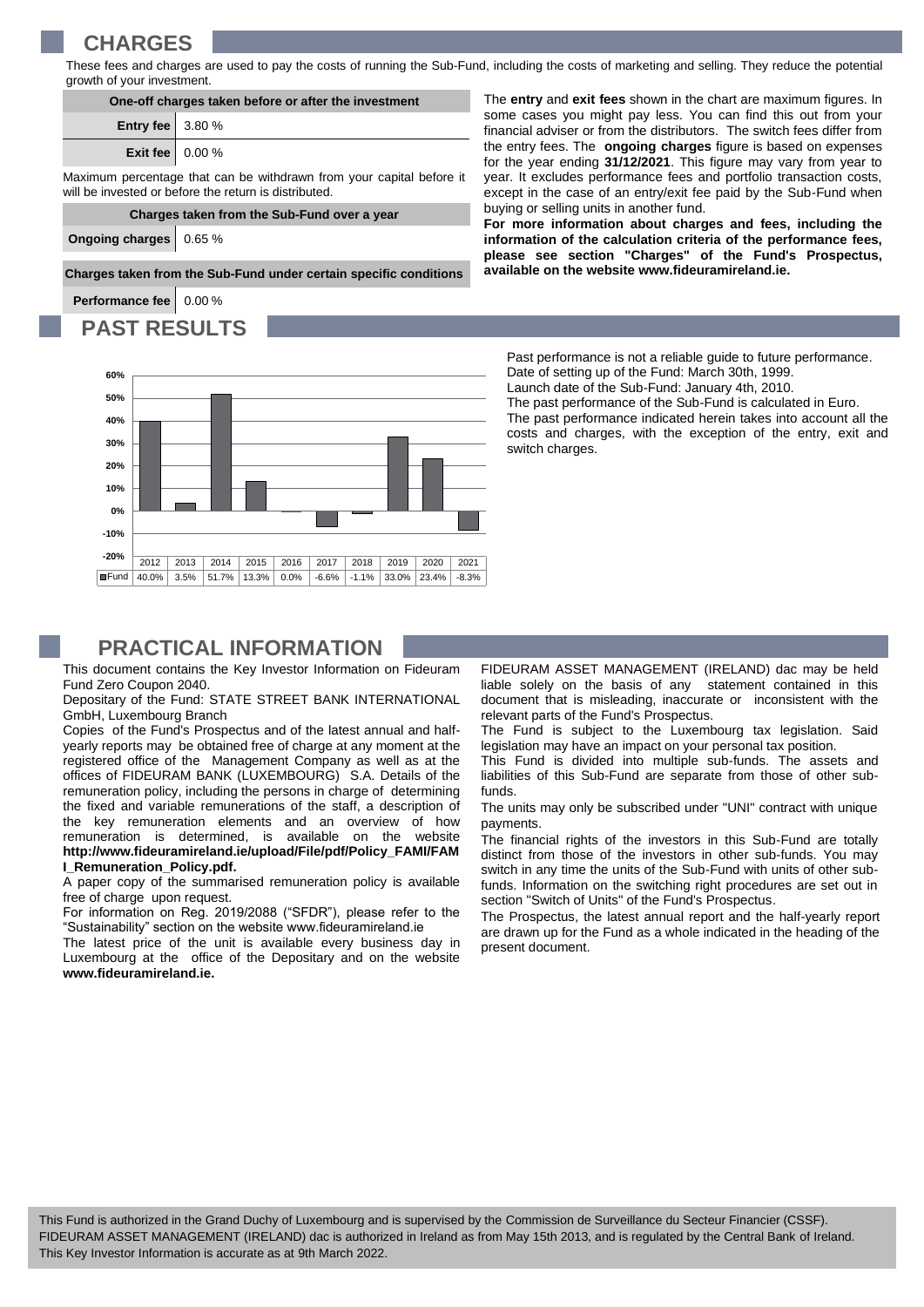## CHARGES

These fees and charges are used to pay the costs of running the Sub-Fund, including the costs of marketing and selling. They reduce the potential growth of your investment.

| One-off charges taken before or after the investment | |
|---|---|
| **Entry fee** | 3.80 % |
| **Exit fee** | 0.00 % |

Maximum percentage that can be withdrawn from your capital before it will be invested or before the return is distributed.

| Charges taken from the Sub-Fund over a year | |
|---|---|
| **Ongoing charges** | 0.65 % |

| Charges taken from the Sub-Fund under certain specific conditions | |
|---|---|
| **Performance fee** | 0.00 % |

The **entry** and **exit fees** shown in the chart are maximum figures. In some cases you might pay less. You can find this out from your financial adviser or from the distributors. The switch fees differ from the entry fees. The **ongoing charges** figure is based on expenses for the year ending **31/12/2021**. This figure may vary from year to year. It excludes performance fees and portfolio transaction costs, except in the case of an entry/exit fee paid by the Sub-Fund when buying or selling units in another fund.

**For more information about charges and fees, including the information of the calculation criteria of the performance fees, please see section "Charges" of the Fund's Prospectus, available on the website www.fideuramireland.ie.**

## PAST RESULTS

60%
50%
40%
30%
20%
10%
0%
-10%
-20%

2012 2013 2014 2015 2016 2017 2018 2019 2020 2021

Fund 40.0% 3.5% 51.7% 13.3% 0.0% -6.6% -1.1% 33.0% 23.4% -8.3%

Past performance is not a reliable guide to future performance.
Date of setting up of the Fund: March 30th, 1999.
Launch date of the Sub-Fund: January 4th, 2010.
The past performance of the Sub-Fund is calculated in Euro.
The past performance indicated herein takes into account all the costs and charges, with the exception of the entry, exit and switch charges.

## PRACTICAL INFORMATION

This document contains the Key Investor Information on Fideuram Fund Zero Coupon 2040.

Depositary of the Fund: STATE STREET BANK INTERNATIONAL GmbH, Luxembourg Branch

Copies of the Fund's Prospectus and of the latest annual and half-yearly reports may be obtained free of charge at any moment at the registered office of the Management Company as well as at the offices of FIDEURAM BANK (LUXEMBOURG) S.A. Details of the remuneration policy, including the persons in charge of determining the fixed and variable remunerations of the staff, a description of the key remuneration elements and an overview of how remuneration is determined, is available on the website **http://www.fideuramireland.ie/upload/File/pdf/Policy_FAMI/FAMI_Remuneration_Policy.pdf.**

A paper copy of the summarised remuneration policy is available free of charge upon request.

For information on Reg. 2019/2088 ("SFDR"), please refer to the "Sustainability" section on the website www.fideuramireland.ie

The latest price of the unit is available every business day in Luxembourg at the office of the Depositary and on the website **www.fideuramireland.ie.**

FIDEURAM ASSET MANAGEMENT (IRELAND) dac may be held liable solely on the basis of any statement contained in this document that is misleading, inaccurate or inconsistent with the relevant parts of the Fund's Prospectus.

The Fund is subject to the Luxembourg tax legislation. Said legislation may have an impact on your personal tax position.

This Fund is divided into multiple sub-funds. The assets and liabilities of this Sub-Fund are separate from those of other sub-funds.

The units may only be subscribed under "UNI" contract with unique payments.

The financial rights of the investors in this Sub-Fund are totally distinct from those of the investors in other sub-funds. You may switch in any time the units of the Sub-Fund with units of other sub-funds. Information on the switching right procedures are set out in section "Switch of Units" of the Fund's Prospectus.

The Prospectus, the latest annual report and the half-yearly report are drawn up for the Fund as a whole indicated in the heading of the present document.

This Fund is authorized in the Grand Duchy of Luxembourg and is supervised by the Commission de Surveillance du Secteur Financier (CSSF).
FIDEURAM ASSET MANAGEMENT (IRELAND) dac is authorized in Ireland as from May 15th 2013, and is regulated by the Central Bank of Ireland.
This Key Investor Information is accurate as at 9th March 2022.